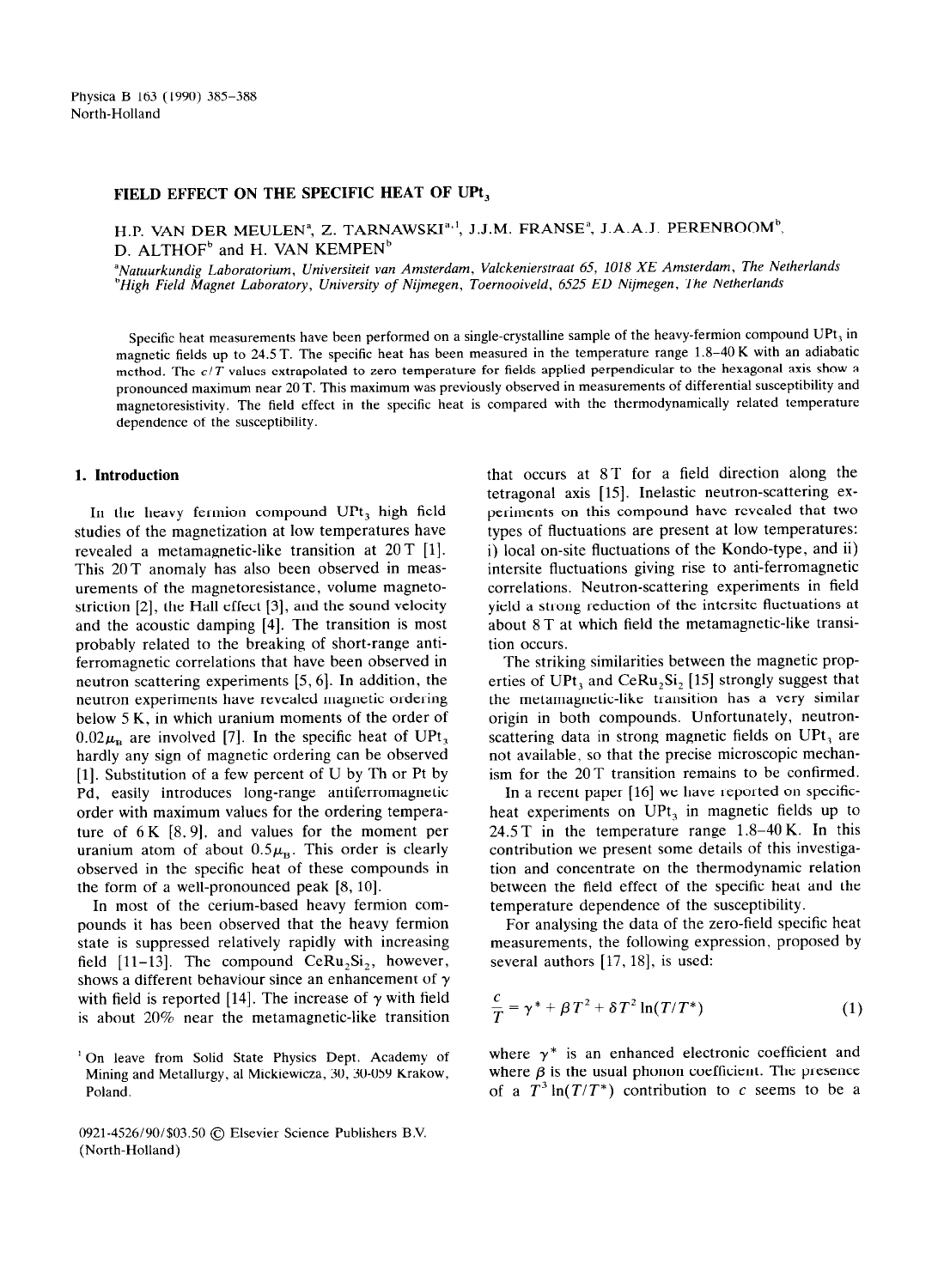# FIELD EFFECT ON THE SPECIFIC HEAT OF $UPt_3$

H.P. VAN DER MEULEN[a], Z. TARNAWSKI[a,1], J.J.M. FRANSE[a], J.A.A.J. PERENBOOM[b], D. ALTHOF[b] and H. VAN KEMPEN[b]

[a] *Natuurkundig Laboratorium, Universiteit van Amsterdam, Valckenierstraat 65, 1018 XE Amsterdam, The Netherlands*
[b] *High Field Magnet Laboratory, University of Nijmegen, Toernooiveld, 6525 ED Nijmegen, The Netherlands*

Specific heat measurements have been performed on a single-crystalline sample of the heavy-fermion compound $UPt_3$ in magnetic fields up to 24.5 T. The specific heat has been measured in the temperature range 1.8–40 K with an adiabatic method. The $c/T$ values extrapolated to zero temperature for fields applied perpendicular to the hexagonal axis show a pronounced maximum near 20 T. This maximum was previously observed in measurements of differential susceptibility and magnetoresistivity. The field effect in the specific heat is compared with the thermodynamically related temperature dependence of the susceptibility.

## 1. Introduction

In the heavy fermion compound $UPt_3$ high field studies of the magnetization at low temperatures have revealed a metamagnetic-like transition at 20 T [1]. This 20 T anomaly has also been observed in measurements of the magnetoresistance, volume magnetostriction [2], the Hall effect [3], and the sound velocity and the acoustic damping [4]. The transition is most probably related to the breaking of short-range antiferromagnetic correlations that have been observed in neutron scattering experiments [5, 6]. In addition, the neutron experiments have revealed magnetic ordering below 5 K, in which uranium moments of the order of $0.02\mu_B$ are involved [7]. In the specific heat of $UPt_3$ hardly any sign of magnetic ordering can be observed [1]. Substitution of a few percent of U by Th or Pt by Pd, easily introduces long-range antiferromagnetic order with maximum values for the ordering temperature of 6 K [8, 9], and values for the moment per uranium atom of about $0.5\mu_B$. This order is clearly observed in the specific heat of these compounds in the form of a well-pronounced peak [8, 10].

In most of the cerium-based heavy fermion compounds it has been observed that the heavy fermion state is suppressed relatively rapidly with increasing field [11–13]. The compound $CeRu_2Si_2$, however, shows a different behaviour since an enhancement of $\gamma$ with field is reported [14]. The increase of $\gamma$ with field is about 20% near the metamagnetic-like transition that occurs at 8 T for a field direction along the tetragonal axis [15]. Inelastic neutron-scattering experiments on this compound have revealed that two types of fluctuations are present at low temperatures: i) local on-site fluctuations of the Kondo-type, and ii) intersite fluctuations giving rise to anti-ferromagnetic correlations. Neutron-scattering experiments in field yield a strong reduction of the intersite fluctuations at about 8 T at which field the metamagnetic-like transition occurs.

The striking similarities between the magnetic properties of $UPt_3$ and $CeRu_2Si_2$ [15] strongly suggest that the metamagnetic-like transition has a very similar origin in both compounds. Unfortunately, neutron-scattering data in strong magnetic fields on $UPt_3$ are not available, so that the precise microscopic mechanism for the 20 T transition remains to be confirmed.

In a recent paper [16] we have reported on specific-heat experiments on $UPt_3$ in magnetic fields up to 24.5 T in the temperature range 1.8–40 K. In this contribution we present some details of this investigation and concentrate on the thermodynamic relation between the field effect of the specific heat and the temperature dependence of the susceptibility.

For analysing the data of the zero-field specific heat measurements, the following expression, proposed by several authors [17, 18], is used:

$$\frac{c}{T} = \gamma^* + \beta T^2 + \delta T^2 \ln(T/T^*) \tag{1}$$

where $\gamma^*$ is an enhanced electronic coefficient and where $\beta$ is the usual phonon coefficient. The presence of a $T^3 \ln(T/T^*)$ contribution to $c$ seems to be a

[1] On leave from Solid State Physics Dept. Academy of Mining and Metallurgy, al Mickiewicza, 30, 30-059 Krakow, Poland.

0921-4526/90/$03.50 © Elsevier Science Publishers B.V. (North-Holland)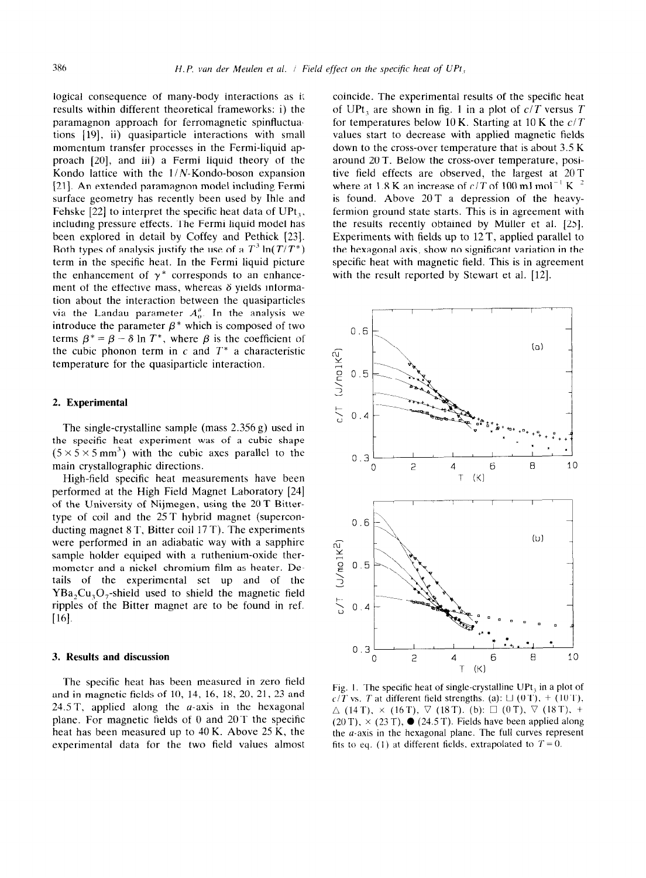logical consequence of many-body interactions as it results within different theoretical frameworks: i) the paramagnon approach for ferromagnetic spinfluctuations [19], ii) quasiparticle interactions with small momentum transfer processes in the Fermi-liquid approach [20], and iii) a Fermi liquid theory of the Kondo lattice with the $1/N$-Kondo-boson expansion [21]. An extended paramagnon model including Fermi surface geometry has recently been used by Ihle and Fehske [22] to interpret the specific heat data of $UPt_3$, including pressure effects. The Fermi liquid model has been explored in detail by Coffey and Pethick [23]. Both types of analysis justify the use of a $T^3 \ln(T/T^*)$ term in the specific heat. In the Fermi liquid picture the enhancement of $\gamma^*$ corresponds to an enhancement of the effective mass, whereas $\delta$ yields information about the interaction between the quasiparticles via the Landau parameter $A_0^a$. In the analysis we introduce the parameter $\beta^*$ which is composed of two terms $\beta^* = \beta - \delta \ln T^*$, where $\beta$ is the coefficient of the cubic phonon term in $c$ and $T^*$ a characteristic temperature for the quasiparticle interaction.

## 2. Experimental

The single-crystalline sample (mass 2.356 g) used in the specific heat experiment was of a cubic shape ($5 \times 5 \times 5$ mm$^3$) with the cubic axes parallel to the main crystallographic directions.

High-field specific heat measurements have been performed at the High Field Magnet Laboratory [24] of the University of Nijmegen, using the 20 T Bitter-type of coil and the 25 T hybrid magnet (superconducting magnet 8 T, Bitter coil 17 T). The experiments were performed in an adiabatic way with a sapphire sample holder equiped with a ruthenium-oxide thermometer and a nickel chromium film as heater. Details of the experimental set up and of the $YBa_2Cu_3O_7$-shield used to shield the magnetic field ripples of the Bitter magnet are to be found in ref. [16].

## 3. Results and discussion

The specific heat has been measured in zero field and in magnetic fields of 10, 14, 16, 18, 20, 21, 23 and 24.5 T, applied along the $a$-axis in the hexagonal plane. For magnetic fields of 0 and 20 T the specific heat has been measured up to 40 K. Above 25 K, the experimental data for the two field values almost coincide. The experimental results of the specific heat of $UPt_3$ are shown in fig. 1 in a plot of $c/T$ versus $T$ for temperatures below 10 K. Starting at 10 K the $c/T$ values start to decrease with applied magnetic fields down to the cross-over temperature that is about 3.5 K around 20 T. Below the cross-over temperature, positive field effects are observed, the largest at 20 T where at 1.8 K an increase of $c/T$ of 100 mJ mol$^{-1}$ K$^{-2}$ is found. Above 20 T a depression of the heavy-fermion ground state starts. This is in agreement with the results recently obtained by Müller et al. [25]. Experiments with fields up to 12 T, applied parallel to the hexagonal axis, show no significant variation in the specific heat with magnetic field. This is in agreement with the result reported by Stewart et al. [12].

Fig. 1. The specific heat of single-crystalline $UPt_3$ in a plot of $c/T$ vs. $T$ at different field strengths. (a): □ (0 T), + (10 T), △ (14 T), × (16 T), ▽ (18 T). (b): □ (0 T), ▽ (18 T), + (20 T), × (23 T), ● (24.5 T). Fields have been applied along the $a$-axis in the hexagonal plane. The full curves represent fits to eq. (1) at different fields, extrapolated to $T = 0$.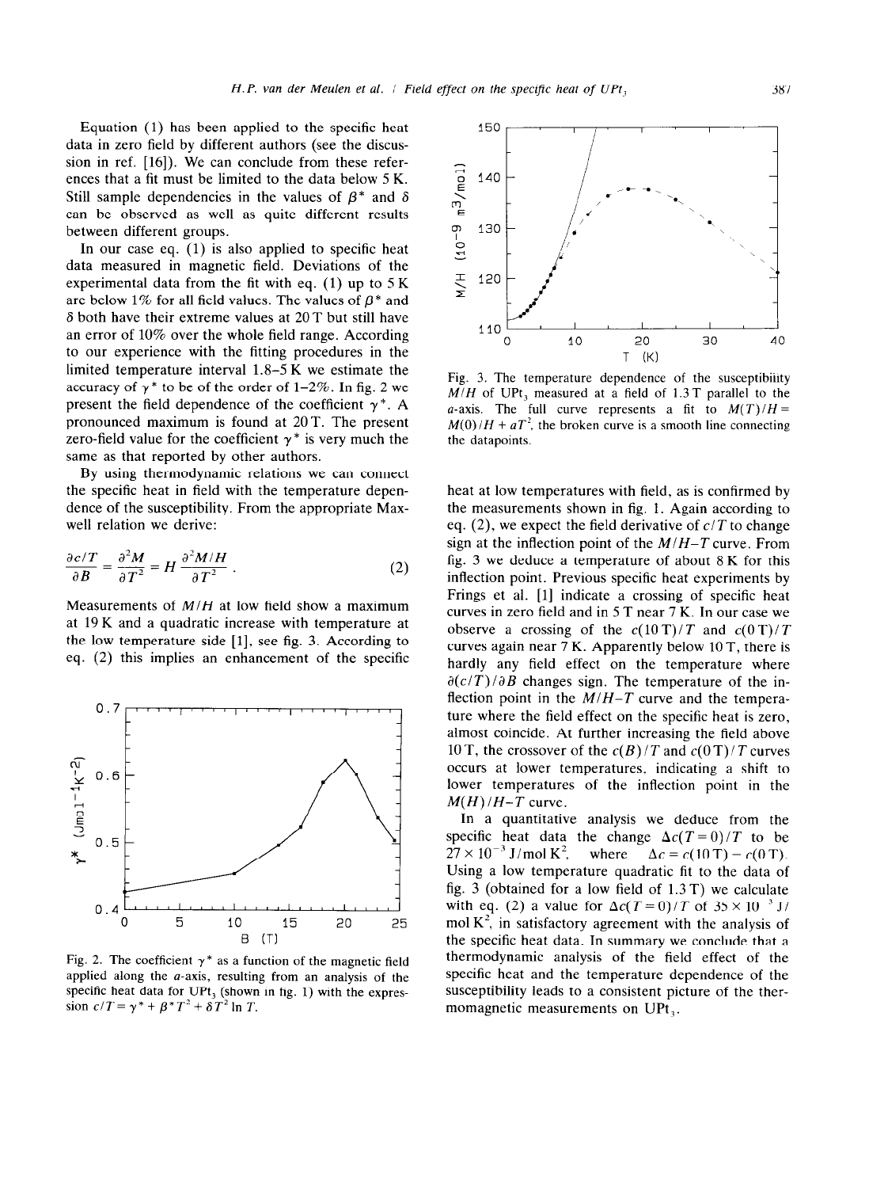Equation (1) has been applied to the specific heat data in zero field by different authors (see the discussion in ref. [16]). We can conclude from these references that a fit must be limited to the data below 5 K. Still sample dependencies in the values of $\beta^*$ and $\delta$ can be observed as well as quite different results between different groups.

In our case eq. (1) is also applied to specific heat data measured in magnetic field. Deviations of the experimental data from the fit with eq. (1) up to 5 K are below 1% for all field values. The values of $\beta^*$ and $\delta$ both have their extreme values at 20 T but still have an error of 10% over the whole field range. According to our experience with the fitting procedures in the limited temperature interval 1.8–5 K we estimate the accuracy of $\gamma^*$ to be of the order of 1–2%. In fig. 2 we present the field dependence of the coefficient $\gamma^*$. A pronounced maximum is found at 20 T. The present zero-field value for the coefficient $\gamma^*$ is very much the same as that reported by other authors.

By using thermodynamic relations we can connect the specific heat in field with the temperature dependence of the susceptibility. From the appropriate Maxwell relation we derive:

$$\frac{\partial c/T}{\partial B} = \frac{\partial^2 M}{\partial T^2} = H\frac{\partial^2 M/H}{\partial T^2} . \tag{2}$$

Measurements of $M/H$ at low field show a maximum at 19 K and a quadratic increase with temperature at the low temperature side [1], see fig. 3. According to eq. (2) this implies an enhancement of the specific heat at low temperatures with field, as is confirmed by the measurements shown in fig. 1. Again according to eq. (2), we expect the field derivative of $c/T$ to change sign at the inflection point of the $M/H$–$T$ curve. From fig. 3 we deduce a temperature of about 8 K for this inflection point. Previous specific heat experiments by Frings et al. [1] indicate a crossing of specific heat curves in zero field and in 5 T near 7 K. In our case we observe a crossing of the $c(10\,\mathrm{T})/T$ and $c(0\,\mathrm{T})/T$ curves again near 7 K. Apparently below 10 T, there is hardly any field effect on the temperature where $\partial(c/T)/\partial B$ changes sign. The temperature of the inflection point in the $M/H$–$T$ curve and the temperature where the field effect on the specific heat is zero, almost coincide. At further increasing the field above 10 T, the crossover of the $c(B)/T$ and $c(0\,\mathrm{T})/T$ curves occurs at lower temperatures, indicating a shift to lower temperatures of the inflection point in the $M(H)/H$–$T$ curve.

In a quantitative analysis we deduce from the specific heat data the change $\Delta c(T=0)/T$ to be $27 \times 10^{-3}$ J/mol K$^2$, where $\Delta c = c(10\,\mathrm{T}) - c(0\,\mathrm{T})$. Using a low temperature quadratic fit to the data of fig. 3 (obtained for a low field of 1.3 T) we calculate with eq. (2) a value for $\Delta c(T=0)/T$ of $35 \times 10^{-3}$ J/mol K$^2$, in satisfactory agreement with the analysis of the specific heat data. In summary we conclude that a thermodynamic analysis of the field effect of the specific heat and the temperature dependence of the susceptibility leads to a consistent picture of the thermomagnetic measurements on $UPt_3$.

Fig. 2. The coefficient $\gamma^*$ as a function of the magnetic field applied along the $a$-axis, resulting from an analysis of the specific heat data for $UPt_3$ (shown in fig. 1) with the expression $c/T = \gamma^* + \beta^* T^2 + \delta T^2 \ln T$.

Fig. 3. The temperature dependence of the susceptibility $M/H$ of $UPt_3$ measured at a field of 1.3 T parallel to the $a$-axis. The full curve represents a fit to $M(T)/H = M(0)/H + aT^2$, the broken curve is a smooth line connecting the datapoints.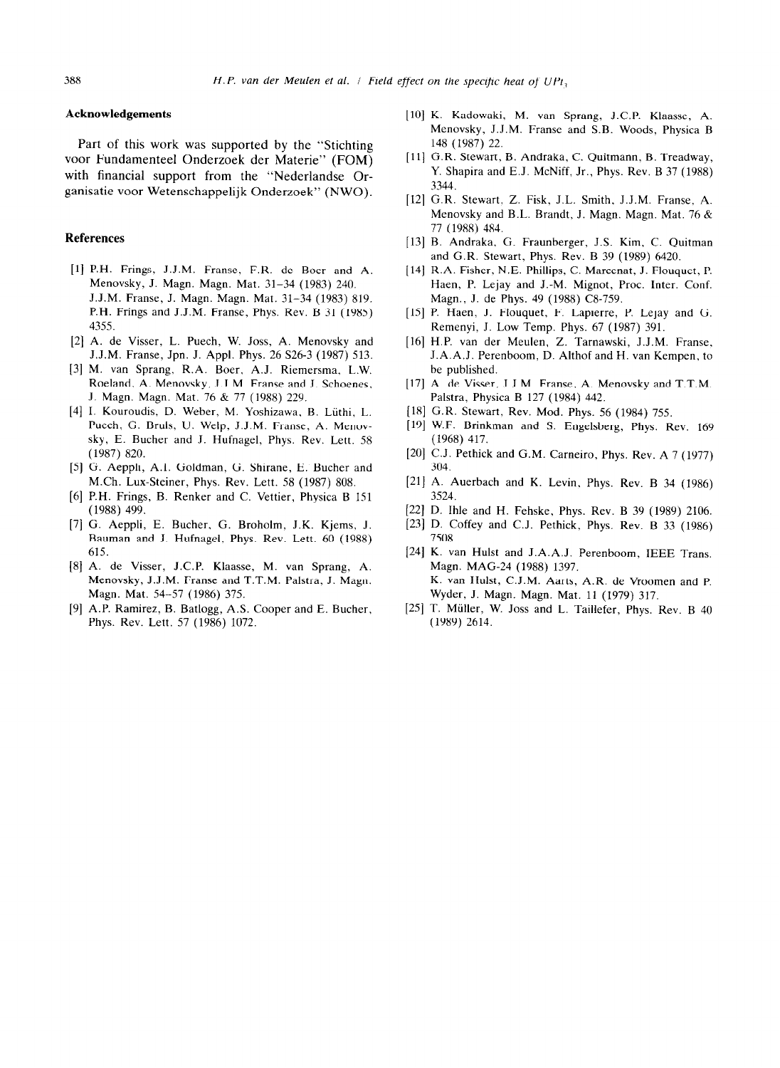## Acknowledgements

Part of this work was supported by the "Stichting voor Fundamenteel Onderzoek der Materie" (FOM) with financial support from the "Nederlandse Organisatie voor Wetenschappelijk Onderzoek" (NWO).

## References

[1] P.H. Frings, J.J.M. Franse, F.R. de Boer and A. Menovsky, J. Magn. Magn. Mat. 31–34 (1983) 240. J.J.M. Franse, J. Magn. Magn. Mat. 31–34 (1983) 819. P.H. Frings and J.J.M. Franse, Phys. Rev. B 31 (1985) 4355.

[2] A. de Visser, L. Puech, W. Joss, A. Menovsky and J.J.M. Franse, Jpn. J. Appl. Phys. 26 S26-3 (1987) 513.

[3] M. van Sprang, R.A. Boer, A.J. Riemersma, L.W. Roeland, A. Menovsky, J.J.M. Franse and J. Schoenes, J. Magn. Magn. Mat. 76 & 77 (1988) 229.

[4] I. Kouroudis, D. Weber, M. Yoshizawa, B. Lüthi, L. Puech, G. Bruls, U. Welp, J.J.M. Franse, A. Menovsky, E. Bucher and J. Hufnagel, Phys. Rev. Lett. 58 (1987) 820.

[5] G. Aeppli, A.I. Goldman, G. Shirane, E. Bucher and M.Ch. Lux-Steiner, Phys. Rev. Lett. 58 (1987) 808.

[6] P.H. Frings, B. Renker and C. Vettier, Physica B 151 (1988) 499.

[7] G. Aeppli, E. Bucher, G. Broholm, J.K. Kjems, J. Bauman and J. Hufnagel, Phys. Rev. Lett. 60 (1988) 615.

[8] A. de Visser, J.C.P. Klaasse, M. van Sprang, A. Menovsky, J.J.M. Franse and T.T.M. Palstra, J. Magn. Magn. Mat. 54–57 (1986) 375.

[9] A.P. Ramirez, B. Batlogg, A.S. Cooper and E. Bucher, Phys. Rev. Lett. 57 (1986) 1072.

[10] K. Kadowaki, M. van Sprang, J.C.P. Klaasse, A. Menovsky, J.J.M. Franse and S.B. Woods, Physica B 148 (1987) 22.

[11] G.R. Stewart, B. Andraka, C. Quitmann, B. Treadway, Y. Shapira and E.J. McNiff, Jr., Phys. Rev. B 37 (1988) 3344.

[12] G.R. Stewart, Z. Fisk, J.L. Smith, J.J.M. Franse, A. Menovsky and B.L. Brandt, J. Magn. Magn. Mat. 76 & 77 (1988) 484.

[13] B. Andraka, G. Fraunberger, J.S. Kim, C. Quitman and G.R. Stewart, Phys. Rev. B 39 (1989) 6420.

[14] R.A. Fisher, N.E. Phillips, C. Marcenat, J. Flouquet, P. Haen, P. Lejay and J.-M. Mignot, Proc. Inter. Conf. Magn., J. de Phys. 49 (1988) C8-759.

[15] P. Haen, J. Flouquet, F. Lapierre, P. Lejay and G. Remenyi, J. Low Temp. Phys. 67 (1987) 391.

[16] H.P. van der Meulen, Z. Tarnawski, J.J.M. Franse, J.A.A.J. Perenboom, D. Althof and H. van Kempen, to be published.

[17] A. de Visser, J.J.M. Franse, A. Menovsky and T.T.M. Palstra, Physica B 127 (1984) 442.

[18] G.R. Stewart, Rev. Mod. Phys. 56 (1984) 755.

[19] W.F. Brinkman and S. Engelsberg, Phys. Rev. 169 (1968) 417.

[20] C.J. Pethick and G.M. Carneiro, Phys. Rev. A 7 (1977) 304.

[21] A. Auerbach and K. Levin, Phys. Rev. B 34 (1986) 3524.

[22] D. Ihle and H. Fehske, Phys. Rev. B 39 (1989) 2106.

[23] D. Coffey and C.J. Pethick, Phys. Rev. B 33 (1986) 7508.

[24] K. van Hulst and J.A.A.J. Perenboom, IEEE Trans. Magn. MAG-24 (1988) 1397. K. van Hulst, C.J.M. Aarts, A.R. de Vroomen and P. Wyder, J. Magn. Magn. Mat. 11 (1979) 317.

[25] T. Müller, W. Joss and L. Taillefer, Phys. Rev. B 40 (1989) 2614.